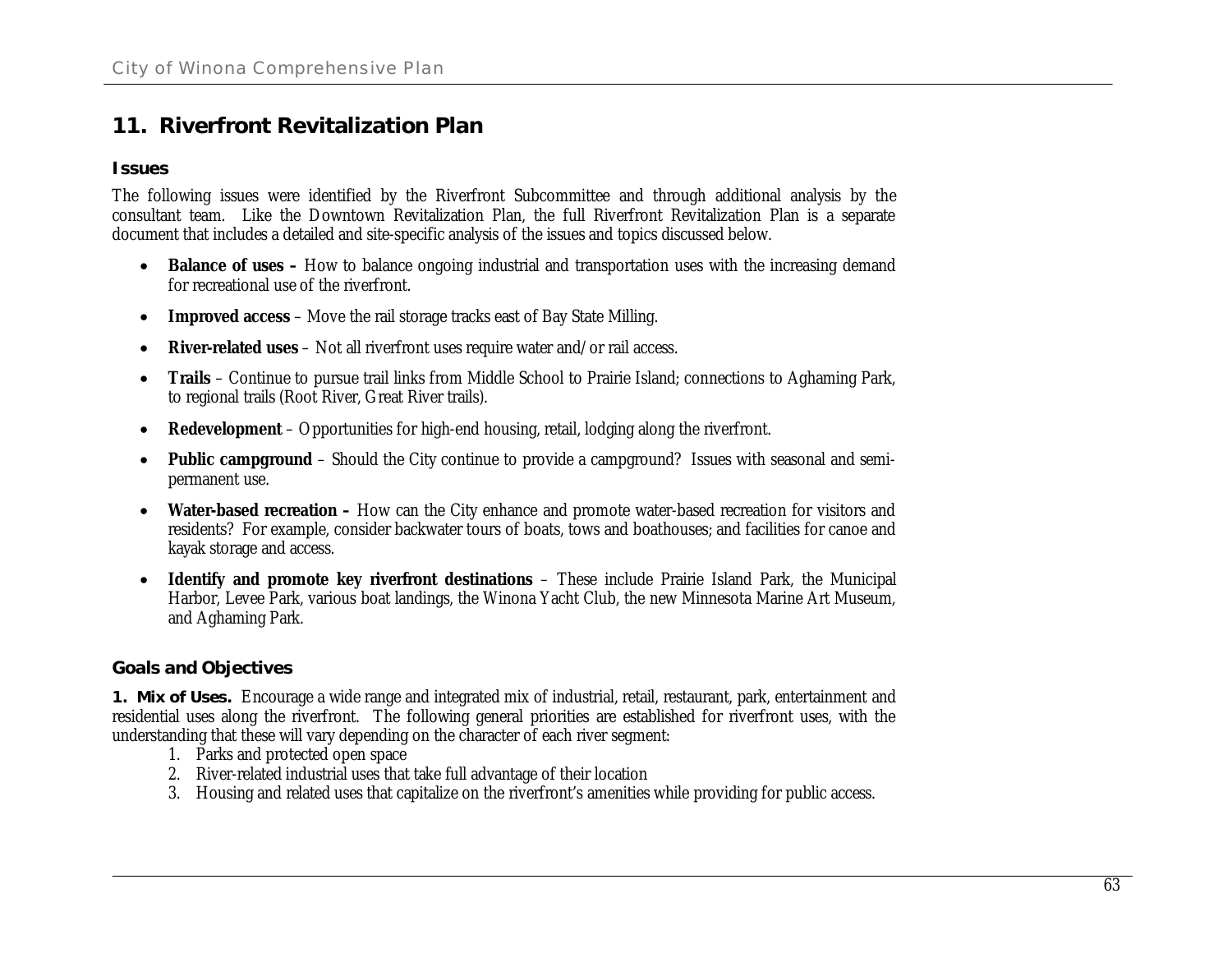# 11. Riverfront Revitalization Plan

## Issues

The following issues were identified by the Riverfront Subcommittee and through additional analysis by the consultant team. Like the Downtown Revitalization Plan, the full Riverfront Revitalization Plan is a separate document that includes a detailed and site-specific analysis of the issues and topics discussed below.

- **Balance of uses –** How to balance ongoing industrial and transportation uses with the increasing demand for recreational use of the riverfront.
- **Improved access** – Move the rail storage tracks east of Bay State Milling.
- **River-related uses** – Not all riverfront uses require water and/or rail access.
- **Trails** – Continue to pursue trail links from Middle School to Prairie Island; connections to Aghaming Park, to regional trails (Root River, Great River trails).
- **Redevelopment** – Opportunities for high-end housing, retail, lodging along the riverfront.
- **Public campground** – Should the City continue to provide a campground? Issues with seasonal and semi-permanent use.
- **Water-based recreation –** How can the City enhance and promote water-based recreation for visitors and residents? For example, consider backwater tours of boats, tows and boathouses; and facilities for canoe and kayak storage and access.
- **Identify and promote key riverfront destinations** – These include Prairie Island Park, the Municipal Harbor, Levee Park, various boat landings, the Winona Yacht Club, the new Minnesota Marine Art Museum, and Aghaming Park.

## Goals and Objectives

**1. Mix of Uses.** Encourage a wide range and integrated mix of industrial, retail, restaurant, park, entertainment and residential uses along the riverfront. The following general priorities are established for riverfront uses, with the understanding that these will vary depending on the character of each river segment:

1. Parks and protected open space
2. River-related industrial uses that take full advantage of their location
3. Housing and related uses that capitalize on the riverfront's amenities while providing for public access.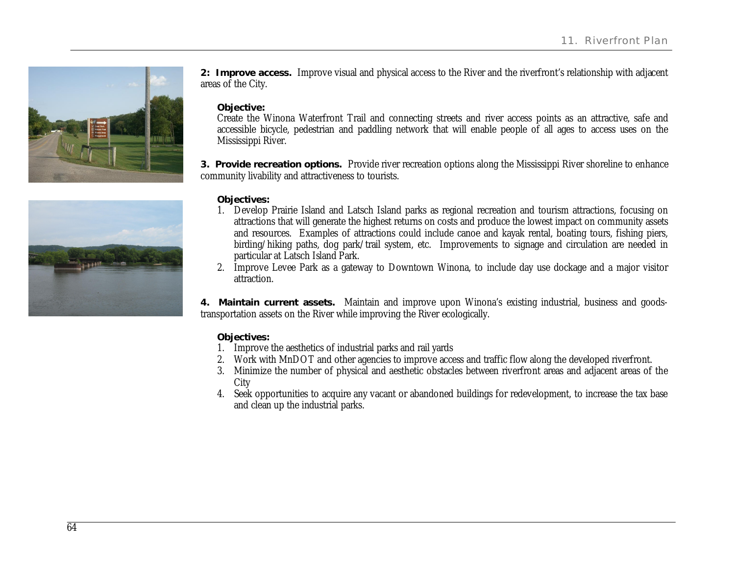**2: Improve access.** Improve visual and physical access to the River and the riverfront's relationship with adjacent areas of the City.

**Objective:**

Create the Winona Waterfront Trail and connecting streets and river access points as an attractive, safe and accessible bicycle, pedestrian and paddling network that will enable people of all ages to access uses on the Mississippi River.

**3. Provide recreation options.** Provide river recreation options along the Mississippi River shoreline to enhance community livability and attractiveness to tourists.

**Objectives:**

1. Develop Prairie Island and Latsch Island parks as regional recreation and tourism attractions, focusing on attractions that will generate the highest returns on costs and produce the lowest impact on community assets and resources. Examples of attractions could include canoe and kayak rental, boating tours, fishing piers, birding/hiking paths, dog park/trail system, etc. Improvements to signage and circulation are needed in particular at Latsch Island Park.
2. Improve Levee Park as a gateway to Downtown Winona, to include day use dockage and a major visitor attraction.

**4. Maintain current assets.** Maintain and improve upon Winona's existing industrial, business and goods-transportation assets on the River while improving the River ecologically.

**Objectives:**

1. Improve the aesthetics of industrial parks and rail yards
2. Work with MnDOT and other agencies to improve access and traffic flow along the developed riverfront.
3. Minimize the number of physical and aesthetic obstacles between riverfront areas and adjacent areas of the City
4. Seek opportunities to acquire any vacant or abandoned buildings for redevelopment, to increase the tax base and clean up the industrial parks.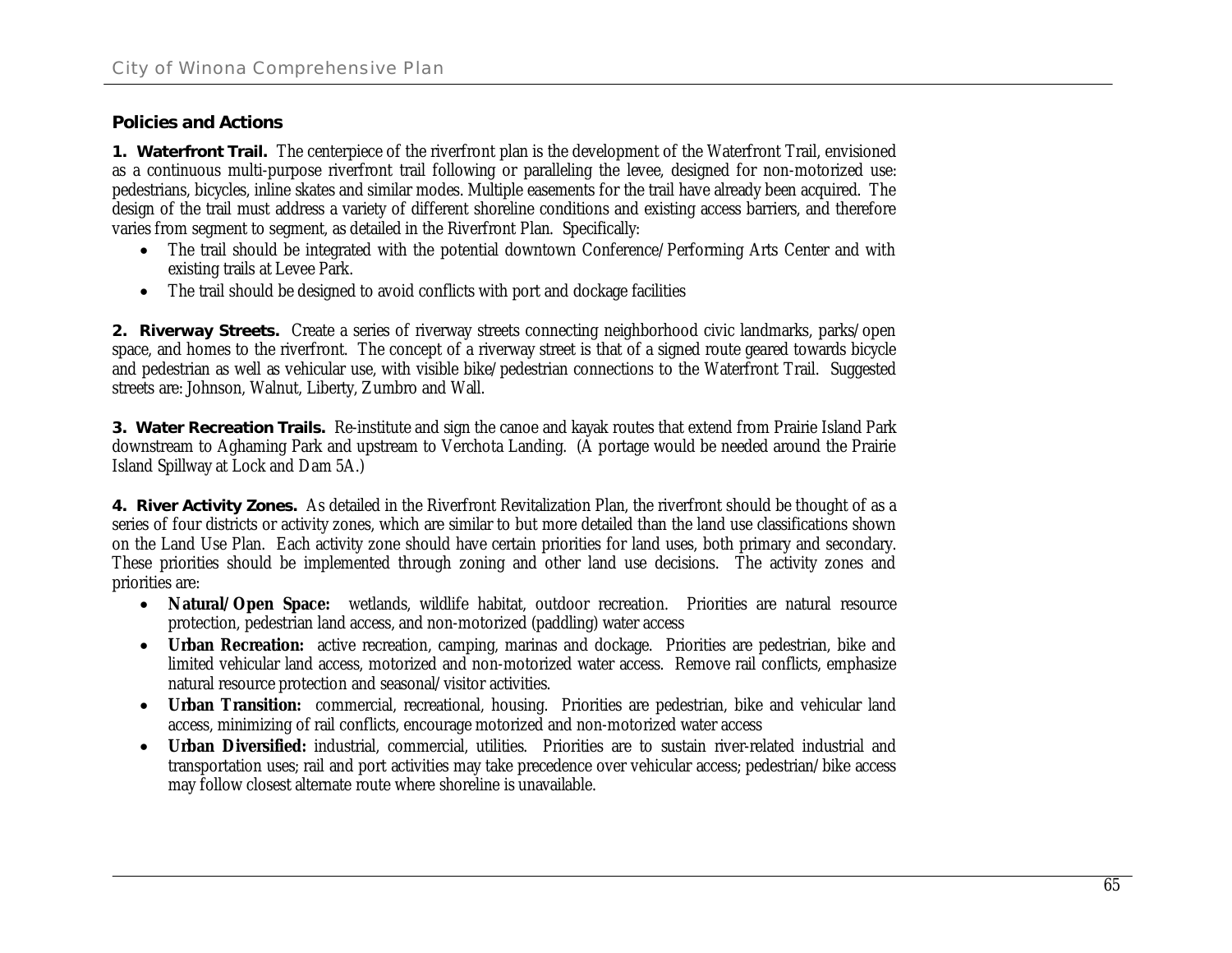## Policies and Actions

**1. Waterfront Trail.** The centerpiece of the riverfront plan is the development of the Waterfront Trail, envisioned as a continuous multi-purpose riverfront trail following or paralleling the levee, designed for non-motorized use: pedestrians, bicycles, inline skates and similar modes. Multiple easements for the trail have already been acquired. The design of the trail must address a variety of different shoreline conditions and existing access barriers, and therefore varies from segment to segment, as detailed in the Riverfront Plan. Specifically:

- The trail should be integrated with the potential downtown Conference/Performing Arts Center and with existing trails at Levee Park.
- The trail should be designed to avoid conflicts with port and dockage facilities

**2. Riverway Streets.** Create a series of riverway streets connecting neighborhood civic landmarks, parks/open space, and homes to the riverfront. The concept of a riverway street is that of a signed route geared towards bicycle and pedestrian as well as vehicular use, with visible bike/pedestrian connections to the Waterfront Trail. Suggested streets are: Johnson, Walnut, Liberty, Zumbro and Wall.

**3. Water Recreation Trails.** Re-institute and sign the canoe and kayak routes that extend from Prairie Island Park downstream to Aghaming Park and upstream to Verchota Landing. (A portage would be needed around the Prairie Island Spillway at Lock and Dam 5A.)

**4. River Activity Zones.** As detailed in the Riverfront Revitalization Plan, the riverfront should be thought of as a series of four districts or activity zones, which are similar to but more detailed than the land use classifications shown on the Land Use Plan. Each activity zone should have certain priorities for land uses, both primary and secondary. These priorities should be implemented through zoning and other land use decisions. The activity zones and priorities are:

- **Natural/Open Space:** wetlands, wildlife habitat, outdoor recreation. Priorities are natural resource protection, pedestrian land access, and non-motorized (paddling) water access
- **Urban Recreation:** active recreation, camping, marinas and dockage. Priorities are pedestrian, bike and limited vehicular land access, motorized and non-motorized water access. Remove rail conflicts, emphasize natural resource protection and seasonal/visitor activities.
- **Urban Transition:** commercial, recreational, housing. Priorities are pedestrian, bike and vehicular land access, minimizing of rail conflicts, encourage motorized and non-motorized water access
- **Urban Diversified:** industrial, commercial, utilities. Priorities are to sustain river-related industrial and transportation uses; rail and port activities may take precedence over vehicular access; pedestrian/bike access may follow closest alternate route where shoreline is unavailable.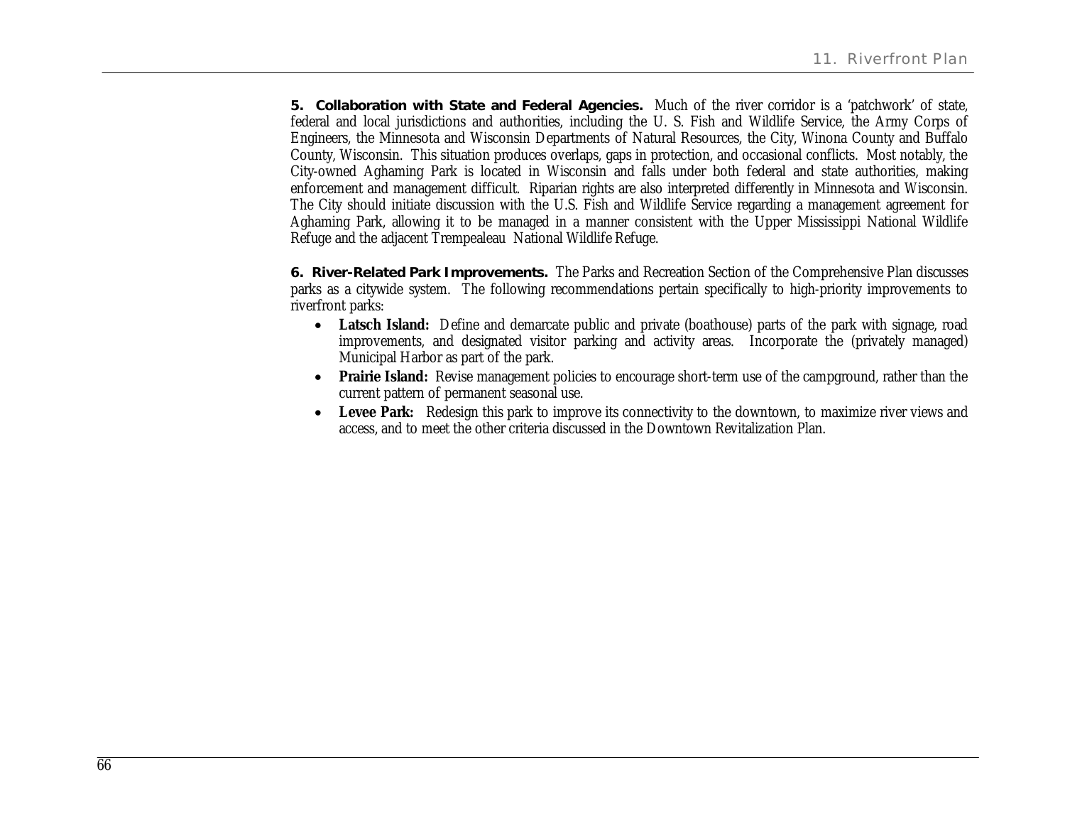**5. Collaboration with State and Federal Agencies.** Much of the river corridor is a 'patchwork' of state, federal and local jurisdictions and authorities, including the U. S. Fish and Wildlife Service, the Army Corps of Engineers, the Minnesota and Wisconsin Departments of Natural Resources, the City, Winona County and Buffalo County, Wisconsin. This situation produces overlaps, gaps in protection, and occasional conflicts. Most notably, the City-owned Aghaming Park is located in Wisconsin and falls under both federal and state authorities, making enforcement and management difficult. Riparian rights are also interpreted differently in Minnesota and Wisconsin. The City should initiate discussion with the U.S. Fish and Wildlife Service regarding a management agreement for Aghaming Park, allowing it to be managed in a manner consistent with the Upper Mississippi National Wildlife Refuge and the adjacent Trempealeau National Wildlife Refuge.

**6. River-Related Park Improvements.** The Parks and Recreation Section of the Comprehensive Plan discusses parks as a citywide system. The following recommendations pertain specifically to high-priority improvements to riverfront parks:

- **Latsch Island:** Define and demarcate public and private (boathouse) parts of the park with signage, road improvements, and designated visitor parking and activity areas. Incorporate the (privately managed) Municipal Harbor as part of the park.
- **Prairie Island:** Revise management policies to encourage short-term use of the campground, rather than the current pattern of permanent seasonal use.
- **Levee Park:** Redesign this park to improve its connectivity to the downtown, to maximize river views and access, and to meet the other criteria discussed in the Downtown Revitalization Plan.